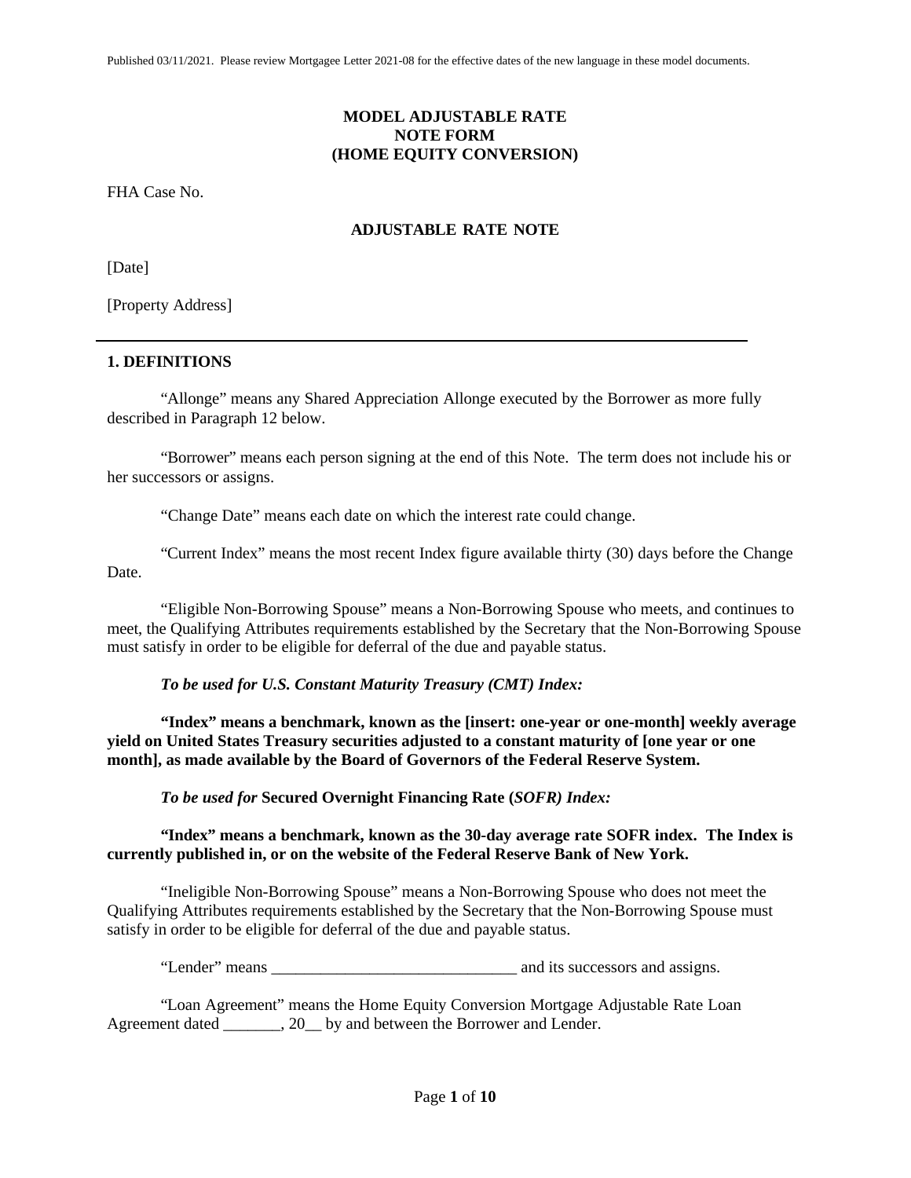Published 03/11/2021. Please review Mortgagee Letter 2021-08 for the effective dates of the new language in these model documents.

# MODEL ADJUSTABLE RATE NOTE FORM (HOME EQUITY CONVERSION)

FHA Case No.

## ADJUSTABLE RATE NOTE

[Date]

[Property Address]

---

## 1. DEFINITIONS

"Allonge" means any Shared Appreciation Allonge executed by the Borrower as more fully described in Paragraph 12 below.

"Borrower" means each person signing at the end of this Note. The term does not include his or her successors or assigns.

"Change Date" means each date on which the interest rate could change.

"Current Index" means the most recent Index figure available thirty (30) days before the Change Date.

"Eligible Non-Borrowing Spouse" means a Non-Borrowing Spouse who meets, and continues to meet, the Qualifying Attributes requirements established by the Secretary that the Non-Borrowing Spouse must satisfy in order to be eligible for deferral of the due and payable status.

***To be used for U.S. Constant Maturity Treasury (CMT) Index:***

**"Index" means a benchmark, known as the [insert: one-year or one-month] weekly average yield on United States Treasury securities adjusted to a constant maturity of [one year or one month], as made available by the Board of Governors of the Federal Reserve System.**

***To be used for* Secured Overnight Financing Rate (*SOFR) Index:***

**"Index" means a benchmark, known as the 30-day average rate SOFR index. The Index is currently published in, or on the website of the Federal Reserve Bank of New York.**

"Ineligible Non-Borrowing Spouse" means a Non-Borrowing Spouse who does not meet the Qualifying Attributes requirements established by the Secretary that the Non-Borrowing Spouse must satisfy in order to be eligible for deferral of the due and payable status.

"Lender" means ______________________________ and its successors and assigns.

"Loan Agreement" means the Home Equity Conversion Mortgage Adjustable Rate Loan Agreement dated _______, 20__ by and between the Borrower and Lender.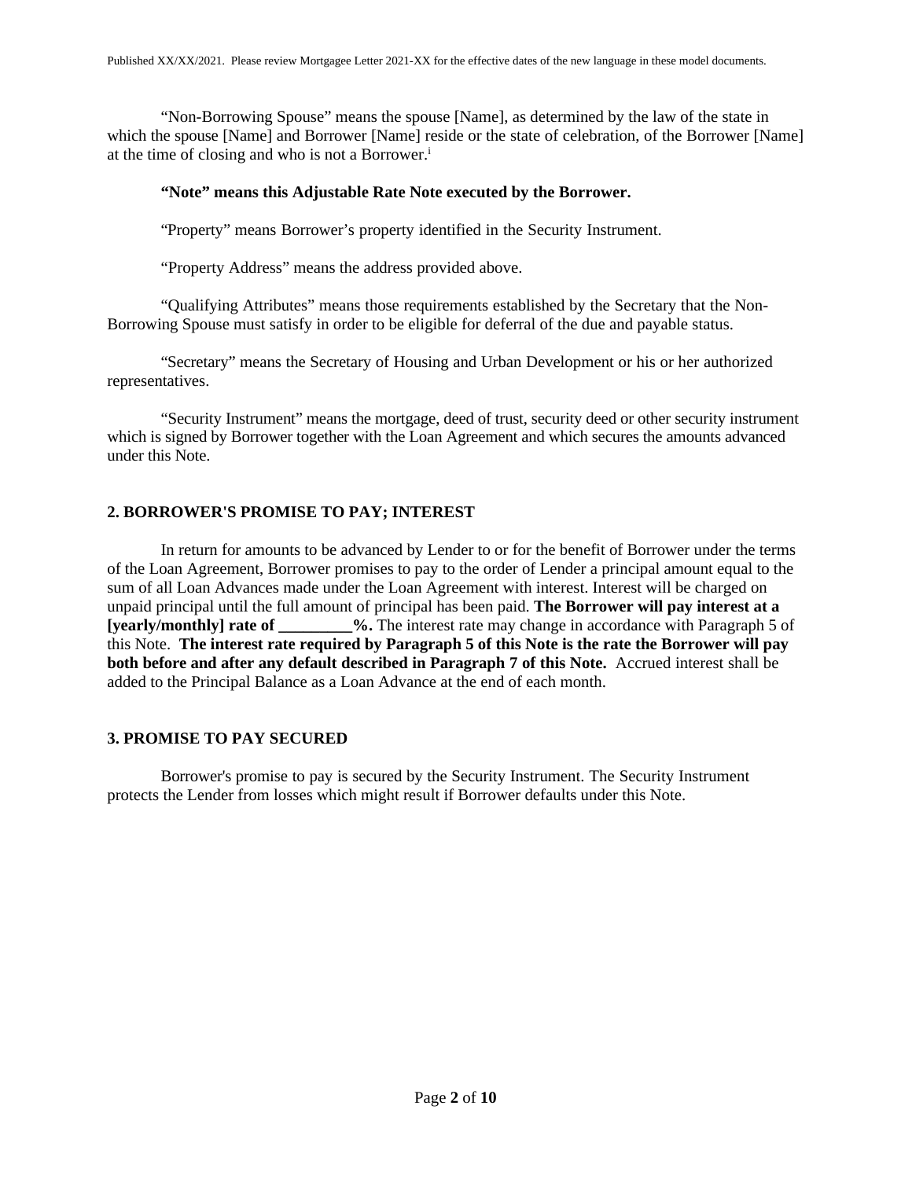"Non-Borrowing Spouse" means the spouse [Name], as determined by the law of the state in which the spouse [Name] and Borrower [Name] reside or the state of celebration, of the Borrower [Name] at the time of closing and who is not a Borrower.[i]

**"Note" means this Adjustable Rate Note executed by the Borrower.**

"Property" means Borrower's property identified in the Security Instrument.

"Property Address" means the address provided above.

"Qualifying Attributes" means those requirements established by the Secretary that the Non-Borrowing Spouse must satisfy in order to be eligible for deferral of the due and payable status.

"Secretary" means the Secretary of Housing and Urban Development or his or her authorized representatives.

"Security Instrument" means the mortgage, deed of trust, security deed or other security instrument which is signed by Borrower together with the Loan Agreement and which secures the amounts advanced under this Note.

## 2. BORROWER'S PROMISE TO PAY; INTEREST

In return for amounts to be advanced by Lender to or for the benefit of Borrower under the terms of the Loan Agreement, Borrower promises to pay to the order of Lender a principal amount equal to the sum of all Loan Advances made under the Loan Agreement with interest. Interest will be charged on unpaid principal until the full amount of principal has been paid. **The Borrower will pay interest at a [yearly/monthly] rate of _________%.** The interest rate may change in accordance with Paragraph 5 of this Note. **The interest rate required by Paragraph 5 of this Note is the rate the Borrower will pay both before and after any default described in Paragraph 7 of this Note.** Accrued interest shall be added to the Principal Balance as a Loan Advance at the end of each month.

## 3. PROMISE TO PAY SECURED

Borrower's promise to pay is secured by the Security Instrument. The Security Instrument protects the Lender from losses which might result if Borrower defaults under this Note.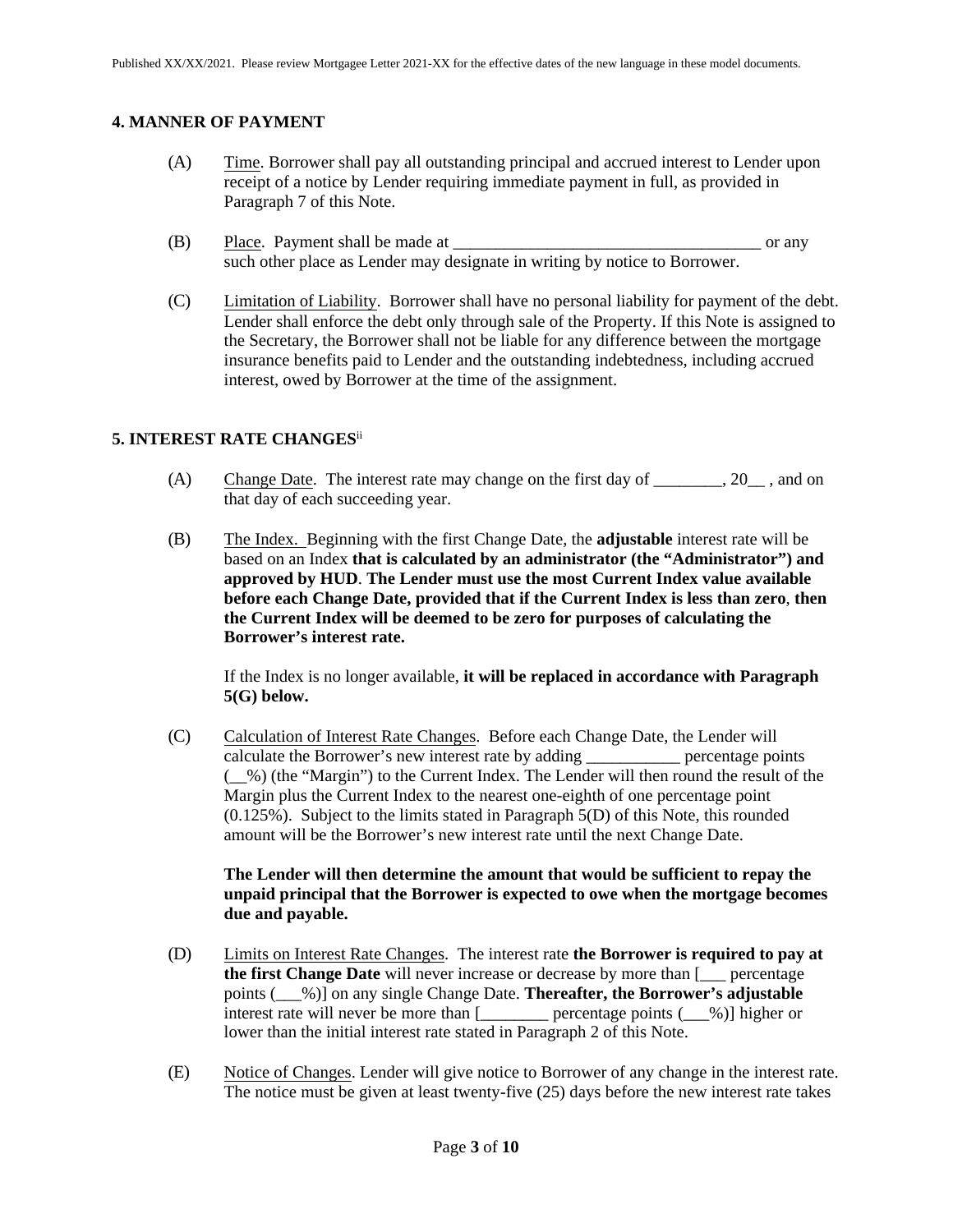### 4. MANNER OF PAYMENT

(A) Time. Borrower shall pay all outstanding principal and accrued interest to Lender upon receipt of a notice by Lender requiring immediate payment in full, as provided in Paragraph 7 of this Note.

(B) Place. Payment shall be made at ____________________________________ or any such other place as Lender may designate in writing by notice to Borrower.

(C) Limitation of Liability. Borrower shall have no personal liability for payment of the debt. Lender shall enforce the debt only through sale of the Property. If this Note is assigned to the Secretary, the Borrower shall not be liable for any difference between the mortgage insurance benefits paid to Lender and the outstanding indebtedness, including accrued interest, owed by Borrower at the time of the assignment.

### 5. INTEREST RATE CHANGES[ii]

(A) Change Date. The interest rate may change on the first day of ________, 20__ , and on that day of each succeeding year.

(B) The Index. Beginning with the first Change Date, the **adjustable** interest rate will be based on an Index **that is calculated by an administrator (the "Administrator") and approved by HUD**. **The Lender must use the most Current Index value available before each Change Date, provided that if the Current Index is less than zero**, **then the Current Index will be deemed to be zero for purposes of calculating the Borrower's interest rate.**

If the Index is no longer available, **it will be replaced in accordance with Paragraph 5(G) below.**

(C) Calculation of Interest Rate Changes. Before each Change Date, the Lender will calculate the Borrower's new interest rate by adding ___________ percentage points (__%) (the "Margin") to the Current Index. The Lender will then round the result of the Margin plus the Current Index to the nearest one-eighth of one percentage point (0.125%). Subject to the limits stated in Paragraph 5(D) of this Note, this rounded amount will be the Borrower's new interest rate until the next Change Date.

**The Lender will then determine the amount that would be sufficient to repay the unpaid principal that the Borrower is expected to owe when the mortgage becomes due and payable.**

(D) Limits on Interest Rate Changes. The interest rate **the Borrower is required to pay at the first Change Date** will never increase or decrease by more than [___ percentage points (___%)] on any single Change Date. **Thereafter, the Borrower's adjustable** interest rate will never be more than [________ percentage points (___%)] higher or lower than the initial interest rate stated in Paragraph 2 of this Note.

(E) Notice of Changes. Lender will give notice to Borrower of any change in the interest rate. The notice must be given at least twenty-five (25) days before the new interest rate takes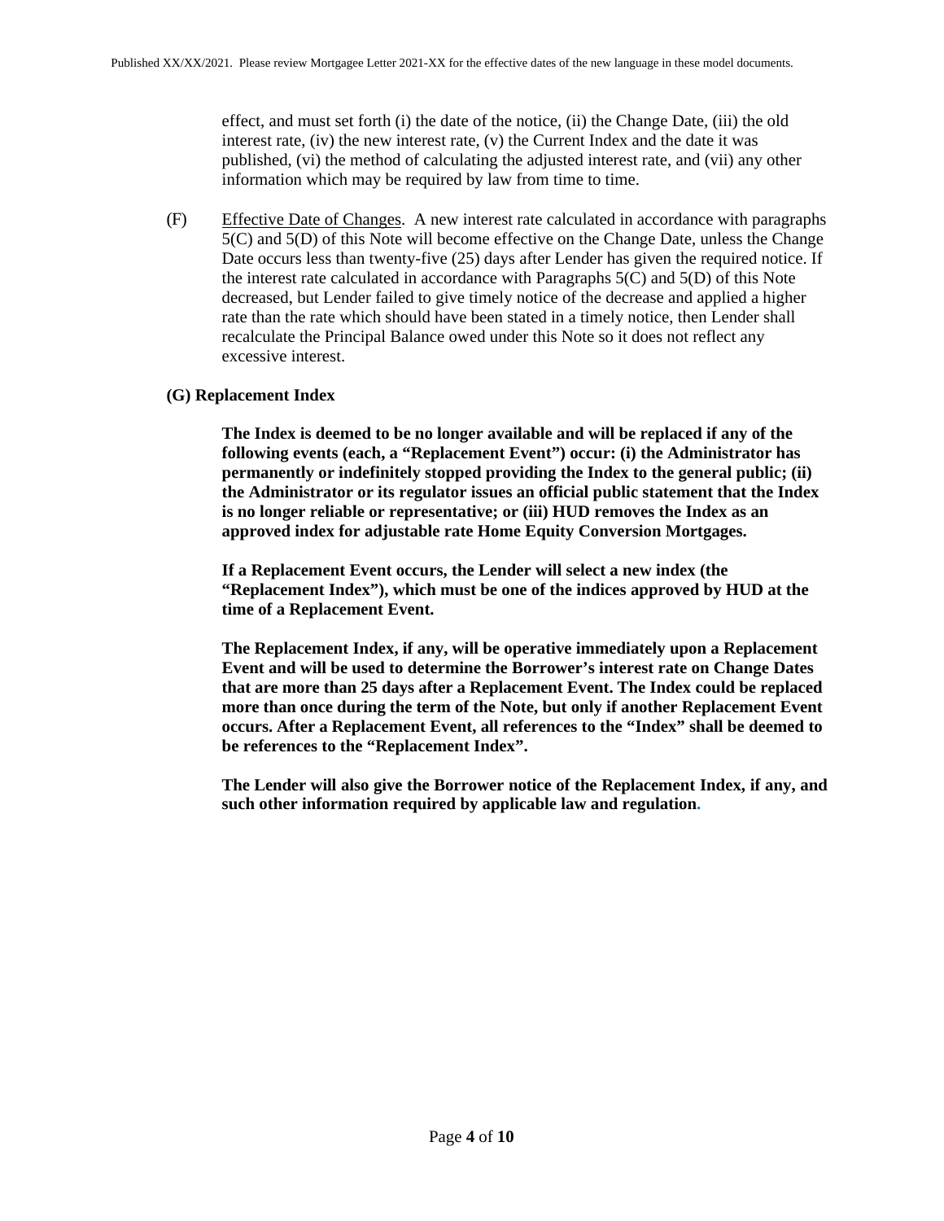effect, and must set forth (i) the date of the notice, (ii) the Change Date, (iii) the old interest rate, (iv) the new interest rate, (v) the Current Index and the date it was published, (vi) the method of calculating the adjusted interest rate, and (vii) any other information which may be required by law from time to time.

(F) Effective Date of Changes. A new interest rate calculated in accordance with paragraphs 5(C) and 5(D) of this Note will become effective on the Change Date, unless the Change Date occurs less than twenty-five (25) days after Lender has given the required notice. If the interest rate calculated in accordance with Paragraphs 5(C) and 5(D) of this Note decreased, but Lender failed to give timely notice of the decrease and applied a higher rate than the rate which should have been stated in a timely notice, then Lender shall recalculate the Principal Balance owed under this Note so it does not reflect any excessive interest.

**(G) Replacement Index**

**The Index is deemed to be no longer available and will be replaced if any of the following events (each, a "Replacement Event") occur: (i) the Administrator has permanently or indefinitely stopped providing the Index to the general public; (ii) the Administrator or its regulator issues an official public statement that the Index is no longer reliable or representative; or (iii) HUD removes the Index as an approved index for adjustable rate Home Equity Conversion Mortgages.**

**If a Replacement Event occurs, the Lender will select a new index (the "Replacement Index"), which must be one of the indices approved by HUD at the time of a Replacement Event.**

**The Replacement Index, if any, will be operative immediately upon a Replacement Event and will be used to determine the Borrower's interest rate on Change Dates that are more than 25 days after a Replacement Event. The Index could be replaced more than once during the term of the Note, but only if another Replacement Event occurs. After a Replacement Event, all references to the "Index" shall be deemed to be references to the "Replacement Index".**

**The Lender will also give the Borrower notice of the Replacement Index, if any, and such other information required by applicable law and regulation.**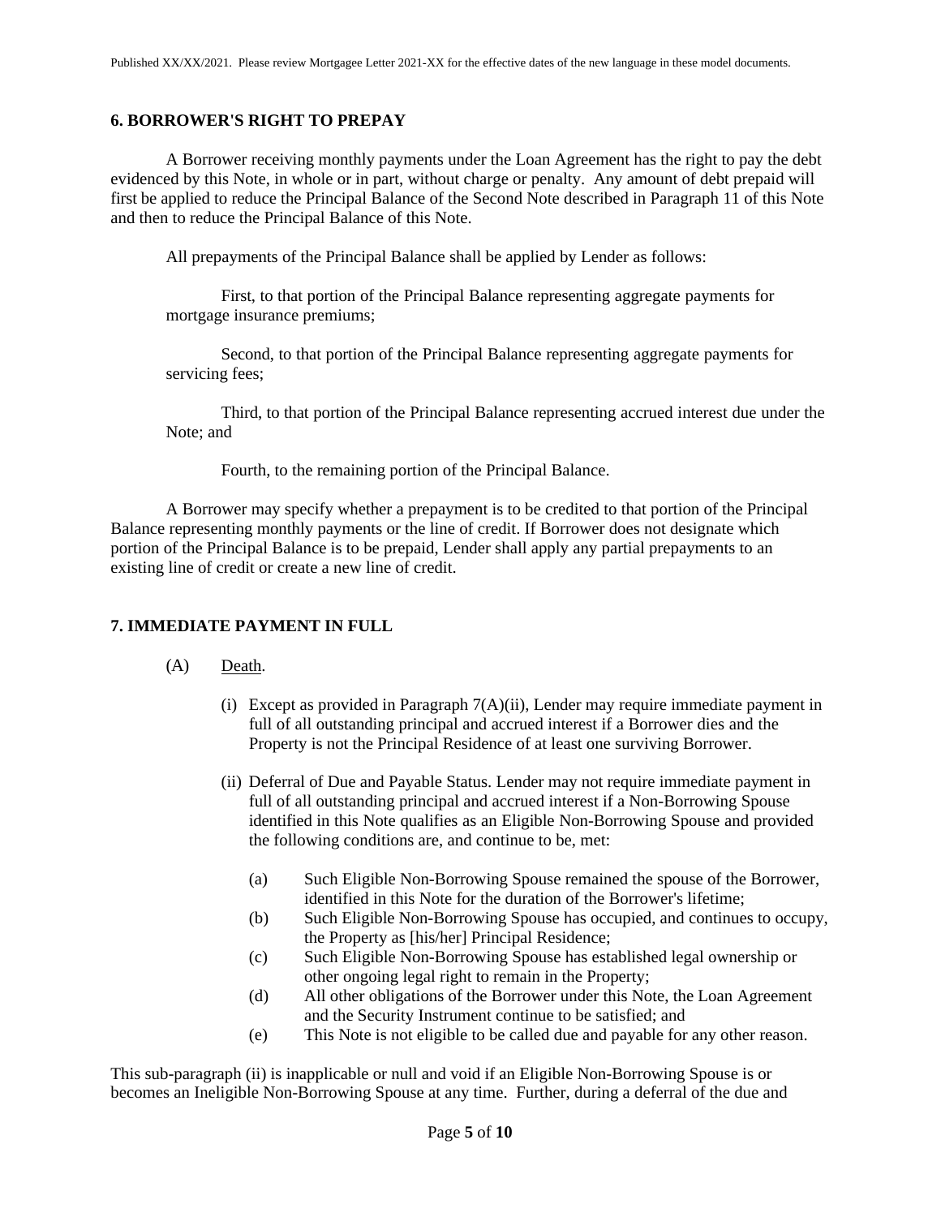## 6. BORROWER'S RIGHT TO PREPAY

A Borrower receiving monthly payments under the Loan Agreement has the right to pay the debt evidenced by this Note, in whole or in part, without charge or penalty. Any amount of debt prepaid will first be applied to reduce the Principal Balance of the Second Note described in Paragraph 11 of this Note and then to reduce the Principal Balance of this Note.

All prepayments of the Principal Balance shall be applied by Lender as follows:

First, to that portion of the Principal Balance representing aggregate payments for mortgage insurance premiums;

Second, to that portion of the Principal Balance representing aggregate payments for servicing fees;

Third, to that portion of the Principal Balance representing accrued interest due under the Note; and

Fourth, to the remaining portion of the Principal Balance.

A Borrower may specify whether a prepayment is to be credited to that portion of the Principal Balance representing monthly payments or the line of credit. If Borrower does not designate which portion of the Principal Balance is to be prepaid, Lender shall apply any partial prepayments to an existing line of credit or create a new line of credit.

## 7. IMMEDIATE PAYMENT IN FULL

(A) Death.

(i) Except as provided in Paragraph 7(A)(ii), Lender may require immediate payment in full of all outstanding principal and accrued interest if a Borrower dies and the Property is not the Principal Residence of at least one surviving Borrower.

(ii) Deferral of Due and Payable Status. Lender may not require immediate payment in full of all outstanding principal and accrued interest if a Non-Borrowing Spouse identified in this Note qualifies as an Eligible Non-Borrowing Spouse and provided the following conditions are, and continue to be, met:

(a) Such Eligible Non-Borrowing Spouse remained the spouse of the Borrower, identified in this Note for the duration of the Borrower's lifetime;

(b) Such Eligible Non-Borrowing Spouse has occupied, and continues to occupy, the Property as [his/her] Principal Residence;

(c) Such Eligible Non-Borrowing Spouse has established legal ownership or other ongoing legal right to remain in the Property;

(d) All other obligations of the Borrower under this Note, the Loan Agreement and the Security Instrument continue to be satisfied; and

(e) This Note is not eligible to be called due and payable for any other reason.

This sub-paragraph (ii) is inapplicable or null and void if an Eligible Non-Borrowing Spouse is or becomes an Ineligible Non-Borrowing Spouse at any time. Further, during a deferral of the due and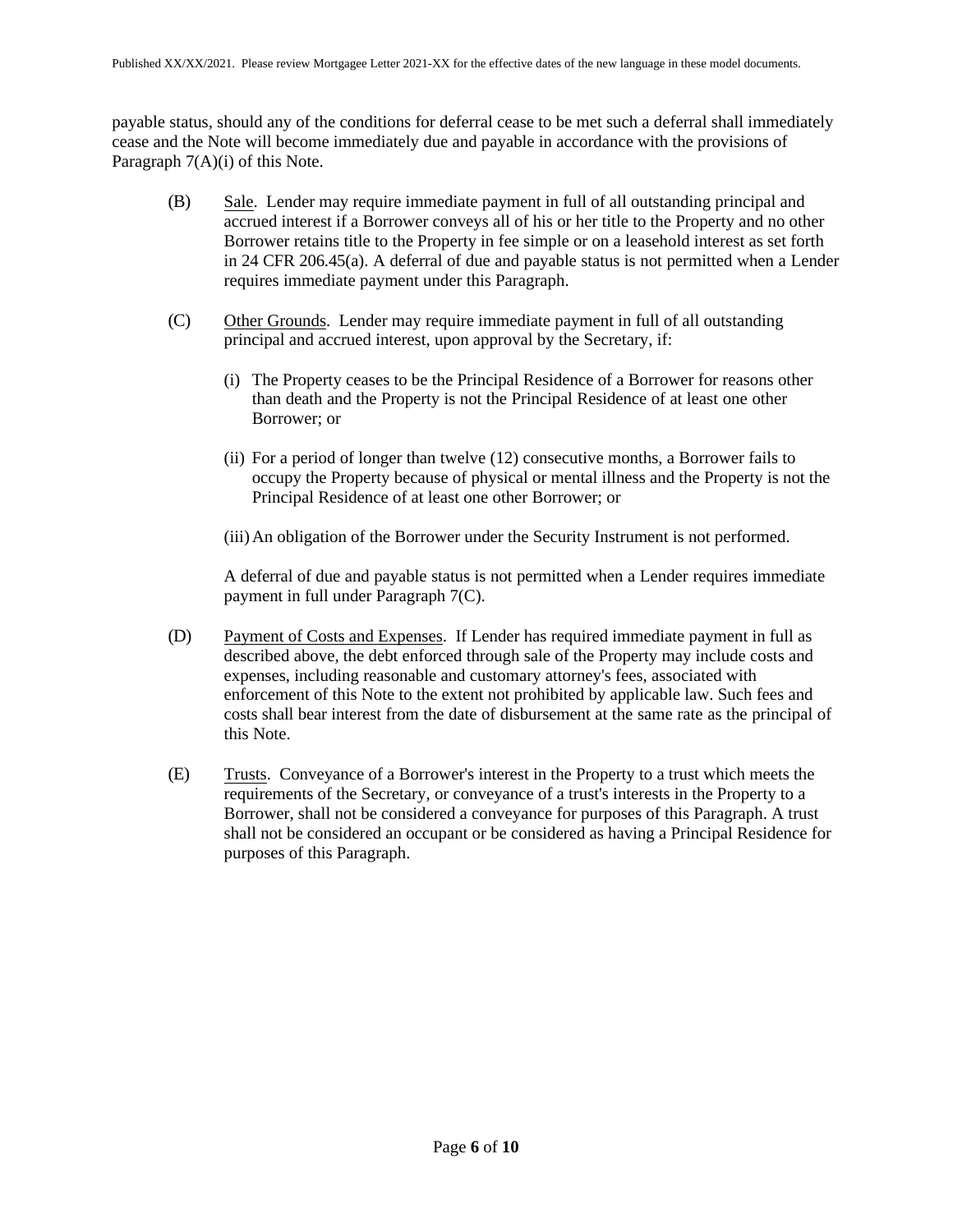payable status, should any of the conditions for deferral cease to be met such a deferral shall immediately cease and the Note will become immediately due and payable in accordance with the provisions of Paragraph 7(A)(i) of this Note.

(B) Sale. Lender may require immediate payment in full of all outstanding principal and accrued interest if a Borrower conveys all of his or her title to the Property and no other Borrower retains title to the Property in fee simple or on a leasehold interest as set forth in 24 CFR 206.45(a). A deferral of due and payable status is not permitted when a Lender requires immediate payment under this Paragraph.

(C) Other Grounds. Lender may require immediate payment in full of all outstanding principal and accrued interest, upon approval by the Secretary, if:

(i) The Property ceases to be the Principal Residence of a Borrower for reasons other than death and the Property is not the Principal Residence of at least one other Borrower; or

(ii) For a period of longer than twelve (12) consecutive months, a Borrower fails to occupy the Property because of physical or mental illness and the Property is not the Principal Residence of at least one other Borrower; or

(iii) An obligation of the Borrower under the Security Instrument is not performed.

A deferral of due and payable status is not permitted when a Lender requires immediate payment in full under Paragraph 7(C).

(D) Payment of Costs and Expenses. If Lender has required immediate payment in full as described above, the debt enforced through sale of the Property may include costs and expenses, including reasonable and customary attorney's fees, associated with enforcement of this Note to the extent not prohibited by applicable law. Such fees and costs shall bear interest from the date of disbursement at the same rate as the principal of this Note.

(E) Trusts. Conveyance of a Borrower's interest in the Property to a trust which meets the requirements of the Secretary, or conveyance of a trust's interests in the Property to a Borrower, shall not be considered a conveyance for purposes of this Paragraph. A trust shall not be considered an occupant or be considered as having a Principal Residence for purposes of this Paragraph.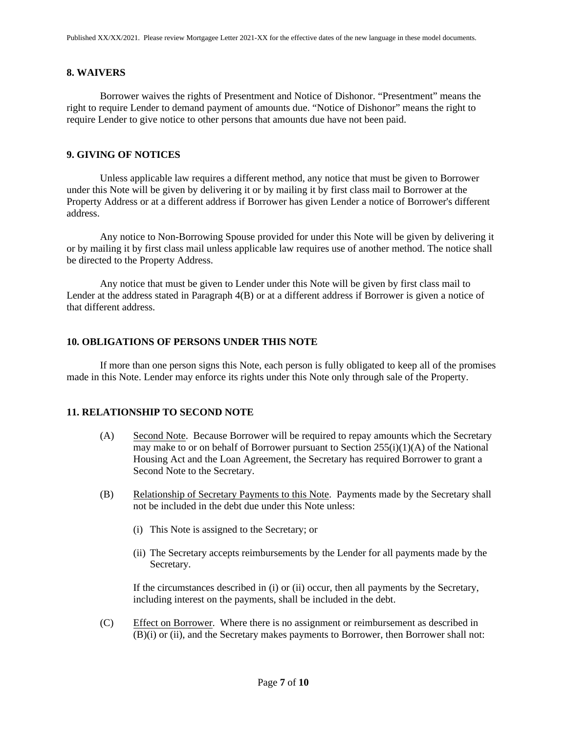## 8. WAIVERS

Borrower waives the rights of Presentment and Notice of Dishonor. "Presentment" means the right to require Lender to demand payment of amounts due. "Notice of Dishonor" means the right to require Lender to give notice to other persons that amounts due have not been paid.

## 9. GIVING OF NOTICES

Unless applicable law requires a different method, any notice that must be given to Borrower under this Note will be given by delivering it or by mailing it by first class mail to Borrower at the Property Address or at a different address if Borrower has given Lender a notice of Borrower's different address.

Any notice to Non-Borrowing Spouse provided for under this Note will be given by delivering it or by mailing it by first class mail unless applicable law requires use of another method. The notice shall be directed to the Property Address.

Any notice that must be given to Lender under this Note will be given by first class mail to Lender at the address stated in Paragraph 4(B) or at a different address if Borrower is given a notice of that different address.

## 10. OBLIGATIONS OF PERSONS UNDER THIS NOTE

If more than one person signs this Note, each person is fully obligated to keep all of the promises made in this Note. Lender may enforce its rights under this Note only through sale of the Property.

## 11. RELATIONSHIP TO SECOND NOTE

(A) Second Note. Because Borrower will be required to repay amounts which the Secretary may make to or on behalf of Borrower pursuant to Section 255(i)(1)(A) of the National Housing Act and the Loan Agreement, the Secretary has required Borrower to grant a Second Note to the Secretary.

(B) Relationship of Secretary Payments to this Note. Payments made by the Secretary shall not be included in the debt due under this Note unless:

- (i) This Note is assigned to the Secretary; or
- (ii) The Secretary accepts reimbursements by the Lender for all payments made by the Secretary.

If the circumstances described in (i) or (ii) occur, then all payments by the Secretary, including interest on the payments, shall be included in the debt.

(C) Effect on Borrower. Where there is no assignment or reimbursement as described in (B)(i) or (ii), and the Secretary makes payments to Borrower, then Borrower shall not: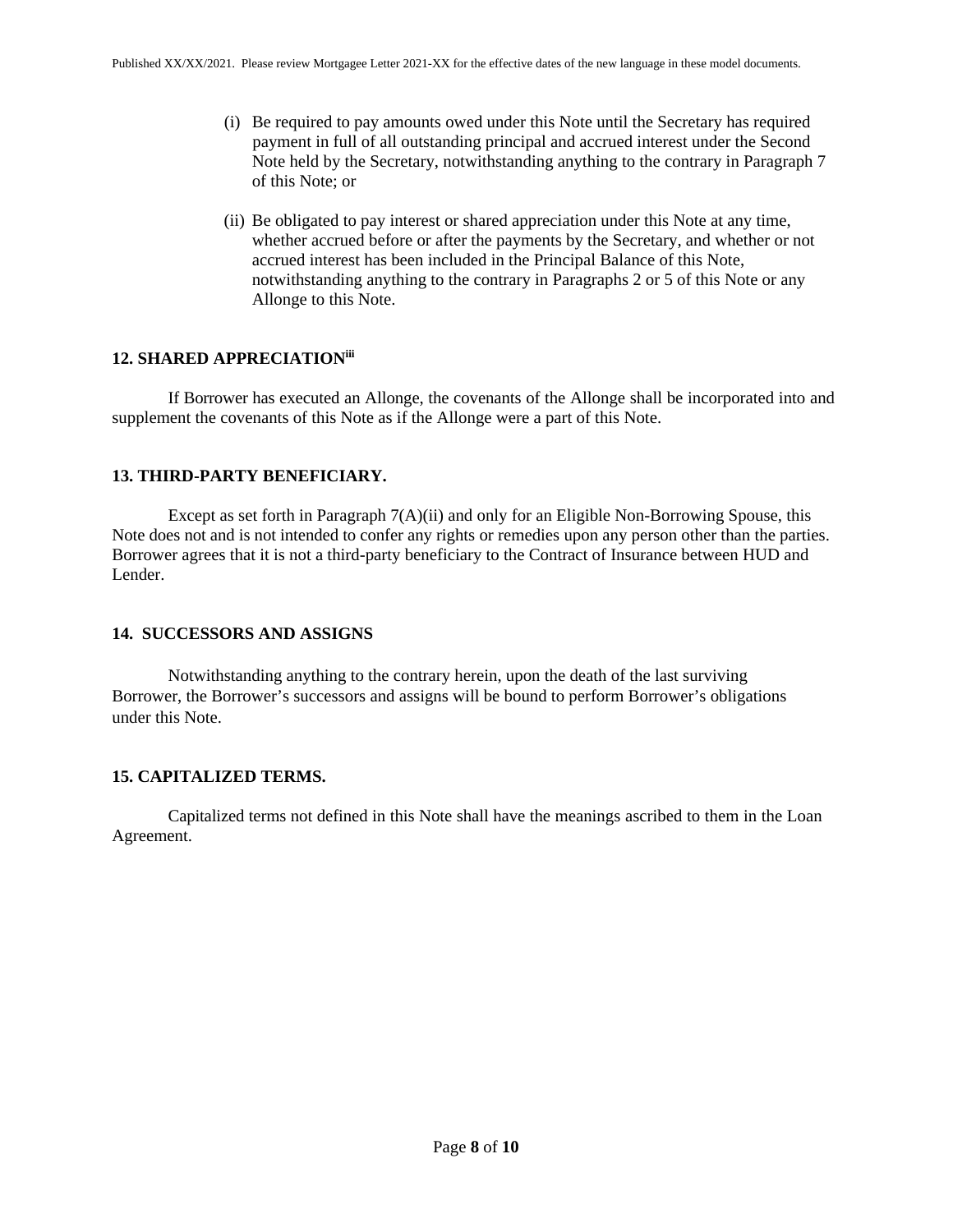(i) Be required to pay amounts owed under this Note until the Secretary has required payment in full of all outstanding principal and accrued interest under the Second Note held by the Secretary, notwithstanding anything to the contrary in Paragraph 7 of this Note; or

(ii) Be obligated to pay interest or shared appreciation under this Note at any time, whether accrued before or after the payments by the Secretary, and whether or not accrued interest has been included in the Principal Balance of this Note, notwithstanding anything to the contrary in Paragraphs 2 or 5 of this Note or any Allonge to this Note.

## 12. SHARED APPRECIATION[iii]

If Borrower has executed an Allonge, the covenants of the Allonge shall be incorporated into and supplement the covenants of this Note as if the Allonge were a part of this Note.

## 13. THIRD-PARTY BENEFICIARY.

Except as set forth in Paragraph 7(A)(ii) and only for an Eligible Non-Borrowing Spouse, this Note does not and is not intended to confer any rights or remedies upon any person other than the parties. Borrower agrees that it is not a third-party beneficiary to the Contract of Insurance between HUD and Lender.

## 14. SUCCESSORS AND ASSIGNS

Notwithstanding anything to the contrary herein, upon the death of the last surviving Borrower, the Borrower's successors and assigns will be bound to perform Borrower's obligations under this Note.

## 15. CAPITALIZED TERMS.

Capitalized terms not defined in this Note shall have the meanings ascribed to them in the Loan Agreement.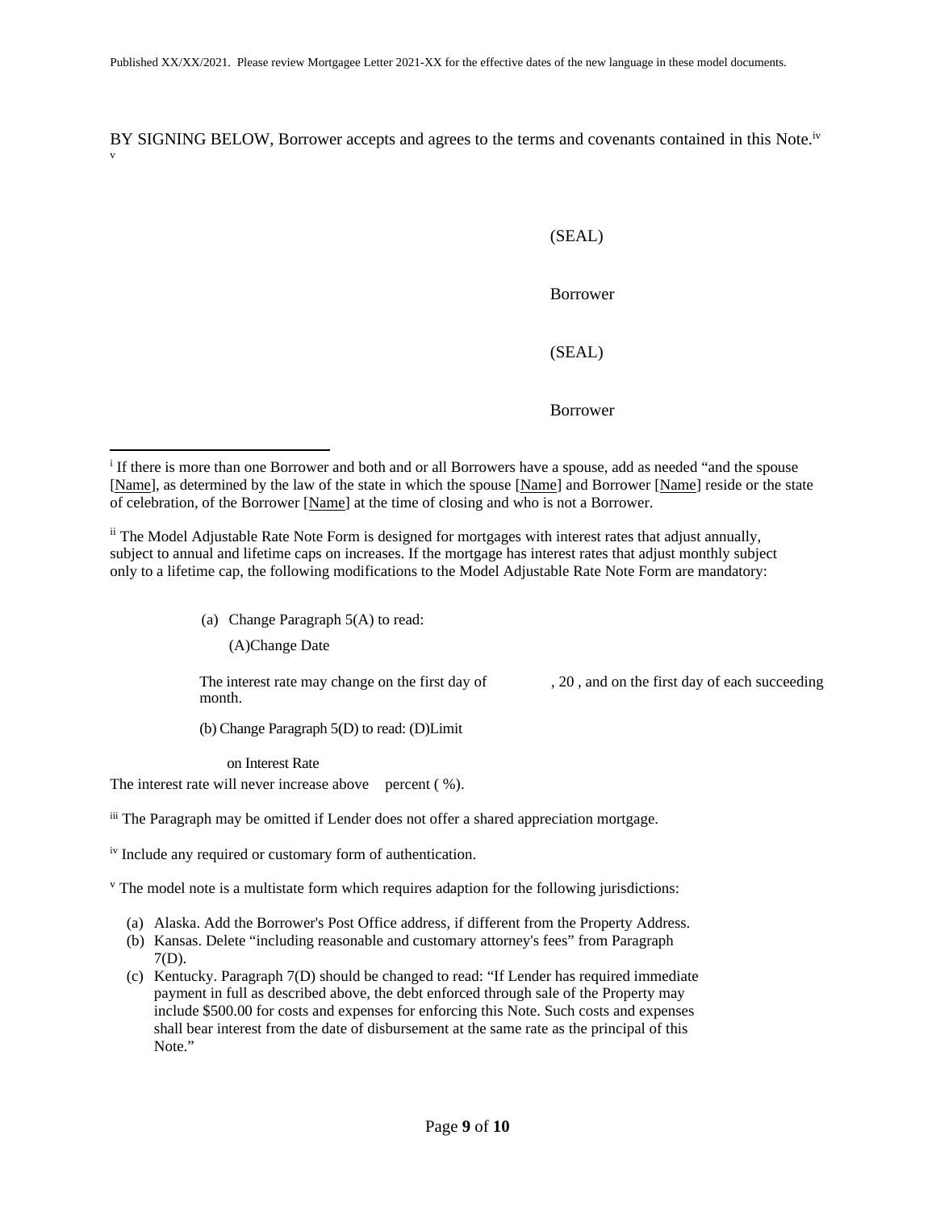BY SIGNING BELOW, Borrower accepts and agrees to the terms and covenants contained in this Note.[iv] [v]

(SEAL)

Borrower

(SEAL)

Borrower

---

[i] If there is more than one Borrower and both and or all Borrowers have a spouse, add as needed "and the spouse [Name], as determined by the law of the state in which the spouse [Name] and Borrower [Name] reside or the state of celebration, of the Borrower [Name] at the time of closing and who is not a Borrower.

[ii] The Model Adjustable Rate Note Form is designed for mortgages with interest rates that adjust annually, subject to annual and lifetime caps on increases. If the mortgage has interest rates that adjust monthly subject only to a lifetime cap, the following modifications to the Model Adjustable Rate Note Form are mandatory:

(a) Change Paragraph 5(A) to read:

(A)Change Date

The interest rate may change on the first day of , 20 , and on the first day of each succeeding month.

(b) Change Paragraph 5(D) to read: (D)Limit

on Interest Rate

The interest rate will never increase above percent ( %).

[iii] The Paragraph may be omitted if Lender does not offer a shared appreciation mortgage.

[iv] Include any required or customary form of authentication.

[v] The model note is a multistate form which requires adaption for the following jurisdictions:

(a) Alaska. Add the Borrower's Post Office address, if different from the Property Address.
(b) Kansas. Delete "including reasonable and customary attorney's fees" from Paragraph 7(D).
(c) Kentucky. Paragraph 7(D) should be changed to read: "If Lender has required immediate payment in full as described above, the debt enforced through sale of the Property may include $500.00 for costs and expenses for enforcing this Note. Such costs and expenses shall bear interest from the date of disbursement at the same rate as the principal of this Note."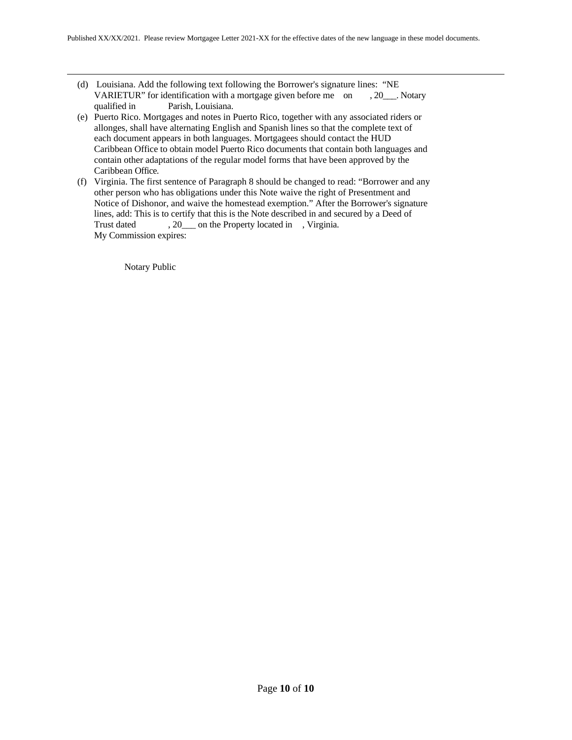(d) Louisiana. Add the following text following the Borrower's signature lines: "NE VARIETUR" for identification with a mortgage given before me on , 20___. Notary qualified in Parish, Louisiana.

(e) Puerto Rico. Mortgages and notes in Puerto Rico, together with any associated riders or allonges, shall have alternating English and Spanish lines so that the complete text of each document appears in both languages. Mortgagees should contact the HUD Caribbean Office to obtain model Puerto Rico documents that contain both languages and contain other adaptations of the regular model forms that have been approved by the Caribbean Office.

(f) Virginia. The first sentence of Paragraph 8 should be changed to read: "Borrower and any other person who has obligations under this Note waive the right of Presentment and Notice of Dishonor, and waive the homestead exemption." After the Borrower's signature lines, add: This is to certify that this is the Note described in and secured by a Deed of Trust dated , 20___ on the Property located in , Virginia.
My Commission expires:

Notary Public